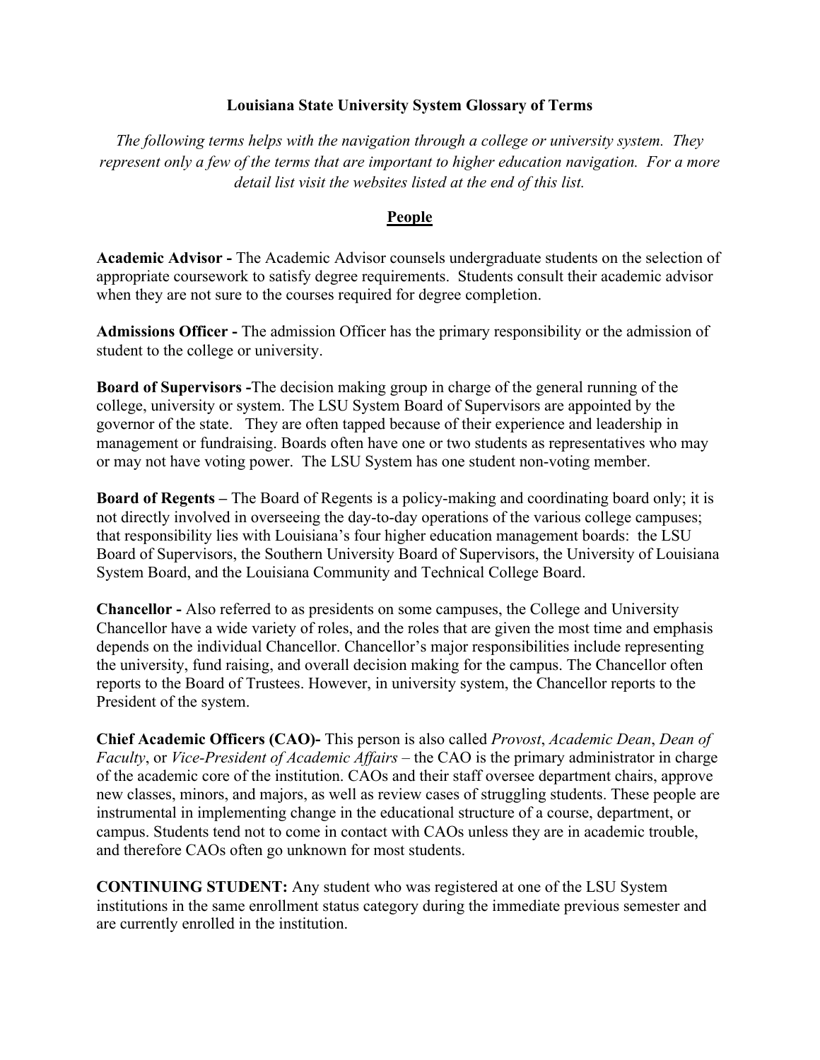# Louisiana State University System Glossary of Terms

*The following terms helps with the navigation through a college or university system. They represent only a few of the terms that are important to higher education navigation. For a more detail list visit the websites listed at the end of this list.*

## People

**Academic Advisor -** The Academic Advisor counsels undergraduate students on the selection of appropriate coursework to satisfy degree requirements. Students consult their academic advisor when they are not sure to the courses required for degree completion.

**Admissions Officer -** The admission Officer has the primary responsibility or the admission of student to the college or university.

**Board of Supervisors -**The decision making group in charge of the general running of the college, university or system. The LSU System Board of Supervisors are appointed by the governor of the state. They are often tapped because of their experience and leadership in management or fundraising. Boards often have one or two students as representatives who may or may not have voting power. The LSU System has one student non-voting member.

**Board of Regents –** The Board of Regents is a policy-making and coordinating board only; it is not directly involved in overseeing the day-to-day operations of the various college campuses; that responsibility lies with Louisiana's four higher education management boards: the LSU Board of Supervisors, the Southern University Board of Supervisors, the University of Louisiana System Board, and the Louisiana Community and Technical College Board.

**Chancellor -** Also referred to as presidents on some campuses, the College and University Chancellor have a wide variety of roles, and the roles that are given the most time and emphasis depends on the individual Chancellor. Chancellor's major responsibilities include representing the university, fund raising, and overall decision making for the campus. The Chancellor often reports to the Board of Trustees. However, in university system, the Chancellor reports to the President of the system.

**Chief Academic Officers (CAO)-** This person is also called *Provost*, *Academic Dean*, *Dean of Faculty*, or *Vice-President of Academic Affairs* – the CAO is the primary administrator in charge of the academic core of the institution. CAOs and their staff oversee department chairs, approve new classes, minors, and majors, as well as review cases of struggling students. These people are instrumental in implementing change in the educational structure of a course, department, or campus. Students tend not to come in contact with CAOs unless they are in academic trouble, and therefore CAOs often go unknown for most students.

**CONTINUING STUDENT:** Any student who was registered at one of the LSU System institutions in the same enrollment status category during the immediate previous semester and are currently enrolled in the institution.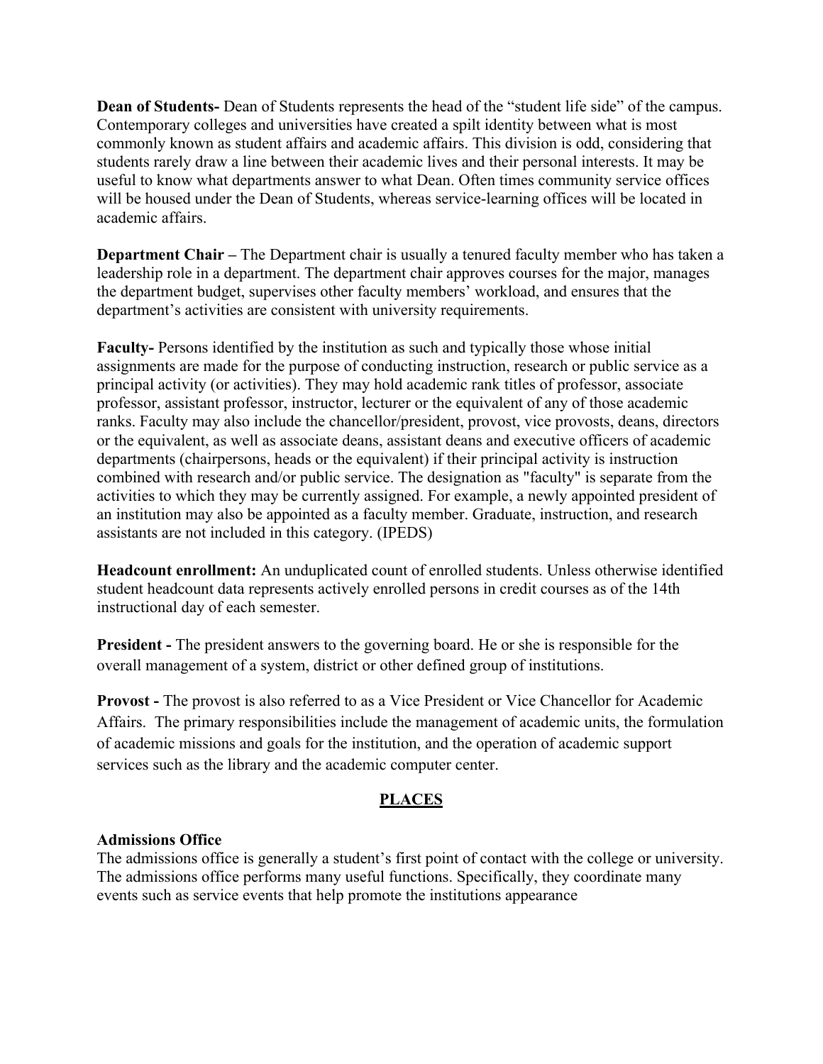**Dean of Students-** Dean of Students represents the head of the "student life side" of the campus. Contemporary colleges and universities have created a spilt identity between what is most commonly known as student affairs and academic affairs. This division is odd, considering that students rarely draw a line between their academic lives and their personal interests. It may be useful to know what departments answer to what Dean. Often times community service offices will be housed under the Dean of Students, whereas service-learning offices will be located in academic affairs.

**Department Chair –** The Department chair is usually a tenured faculty member who has taken a leadership role in a department. The department chair approves courses for the major, manages the department budget, supervises other faculty members' workload, and ensures that the department's activities are consistent with university requirements.

**Faculty-** Persons identified by the institution as such and typically those whose initial assignments are made for the purpose of conducting instruction, research or public service as a principal activity (or activities). They may hold academic rank titles of professor, associate professor, assistant professor, instructor, lecturer or the equivalent of any of those academic ranks. Faculty may also include the chancellor/president, provost, vice provosts, deans, directors or the equivalent, as well as associate deans, assistant deans and executive officers of academic departments (chairpersons, heads or the equivalent) if their principal activity is instruction combined with research and/or public service. The designation as "faculty" is separate from the activities to which they may be currently assigned. For example, a newly appointed president of an institution may also be appointed as a faculty member. Graduate, instruction, and research assistants are not included in this category. (IPEDS)

**Headcount enrollment:** An unduplicated count of enrolled students. Unless otherwise identified student headcount data represents actively enrolled persons in credit courses as of the 14th instructional day of each semester.

**President -** The president answers to the governing board. He or she is responsible for the overall management of a system, district or other defined group of institutions.

**Provost -** The provost is also referred to as a Vice President or Vice Chancellor for Academic Affairs. The primary responsibilities include the management of academic units, the formulation of academic missions and goals for the institution, and the operation of academic support services such as the library and the academic computer center.

## PLACES

**Admissions Office**

The admissions office is generally a student's first point of contact with the college or university. The admissions office performs many useful functions. Specifically, they coordinate many events such as service events that help promote the institutions appearance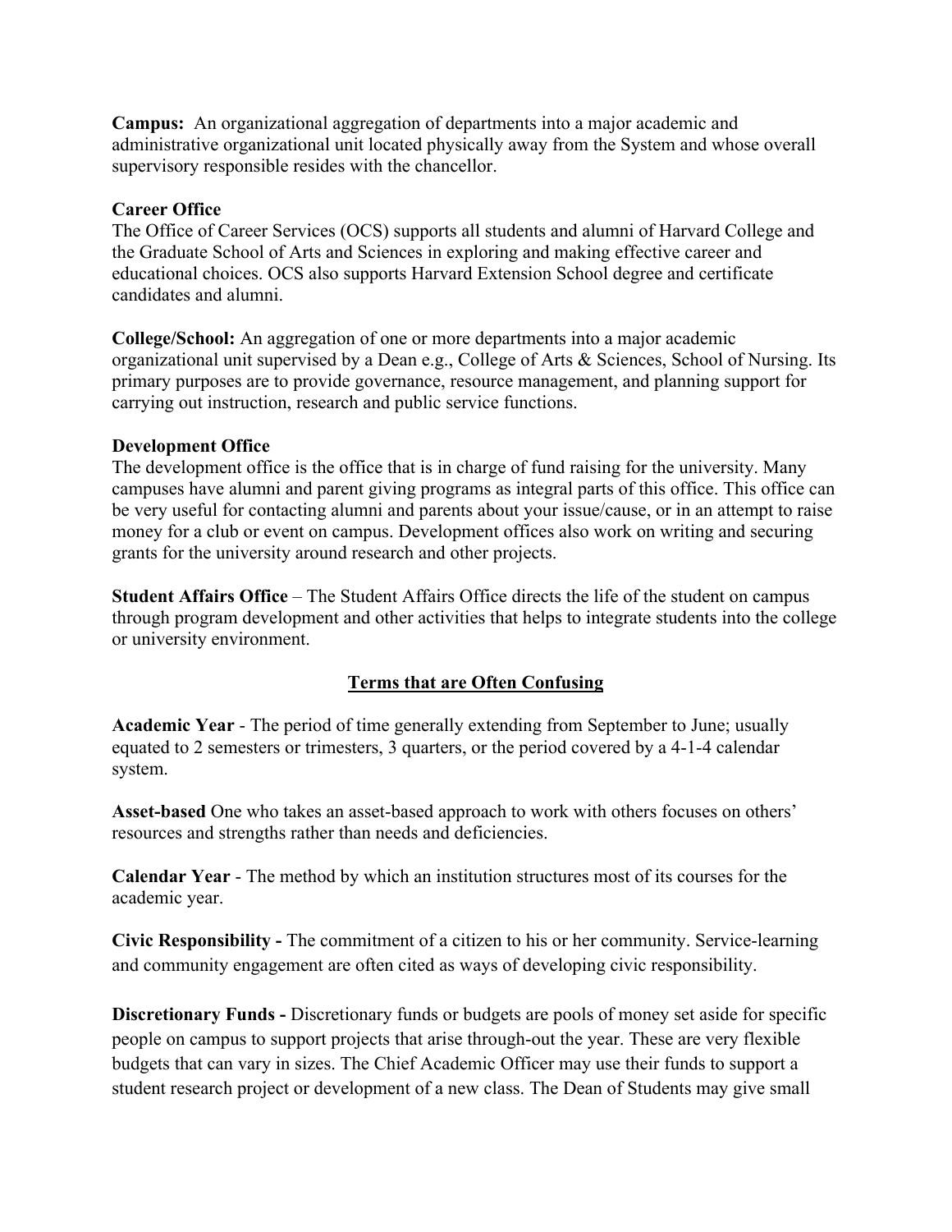**Campus:** An organizational aggregation of departments into a major academic and administrative organizational unit located physically away from the System and whose overall supervisory responsible resides with the chancellor.

**Career Office**
The Office of Career Services (OCS) supports all students and alumni of Harvard College and the Graduate School of Arts and Sciences in exploring and making effective career and educational choices. OCS also supports Harvard Extension School degree and certificate candidates and alumni.

**College/School:** An aggregation of one or more departments into a major academic organizational unit supervised by a Dean e.g., College of Arts & Sciences, School of Nursing. Its primary purposes are to provide governance, resource management, and planning support for carrying out instruction, research and public service functions.

**Development Office**
The development office is the office that is in charge of fund raising for the university. Many campuses have alumni and parent giving programs as integral parts of this office. This office can be very useful for contacting alumni and parents about your issue/cause, or in an attempt to raise money for a club or event on campus. Development offices also work on writing and securing grants for the university around research and other projects.

**Student Affairs Office** – The Student Affairs Office directs the life of the student on campus through program development and other activities that helps to integrate students into the college or university environment.

## Terms that are Often Confusing

**Academic Year** - The period of time generally extending from September to June; usually equated to 2 semesters or trimesters, 3 quarters, or the period covered by a 4-1-4 calendar system.

**Asset-based** One who takes an asset-based approach to work with others focuses on others' resources and strengths rather than needs and deficiencies.

**Calendar Year** - The method by which an institution structures most of its courses for the academic year.

**Civic Responsibility -** The commitment of a citizen to his or her community. Service-learning and community engagement are often cited as ways of developing civic responsibility.

**Discretionary Funds -** Discretionary funds or budgets are pools of money set aside for specific people on campus to support projects that arise through-out the year. These are very flexible budgets that can vary in sizes. The Chief Academic Officer may use their funds to support a student research project or development of a new class. The Dean of Students may give small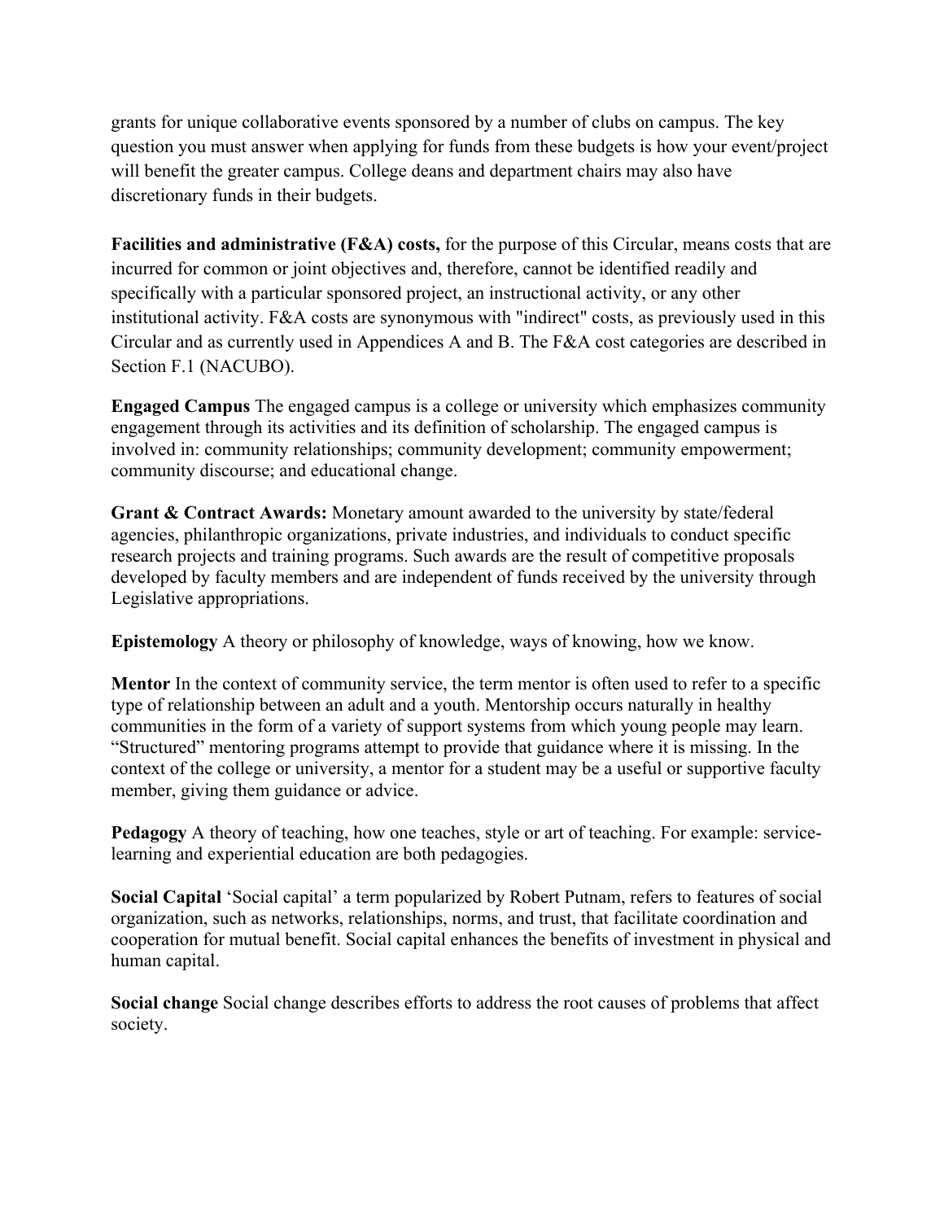grants for unique collaborative events sponsored by a number of clubs on campus. The key question you must answer when applying for funds from these budgets is how your event/project will benefit the greater campus. College deans and department chairs may also have discretionary funds in their budgets.

**Facilities and administrative (F&A) costs,** for the purpose of this Circular, means costs that are incurred for common or joint objectives and, therefore, cannot be identified readily and specifically with a particular sponsored project, an instructional activity, or any other institutional activity. F&A costs are synonymous with "indirect" costs, as previously used in this Circular and as currently used in Appendices A and B. The F&A cost categories are described in Section F.1 (NACUBO).

**Engaged Campus** The engaged campus is a college or university which emphasizes community engagement through its activities and its definition of scholarship. The engaged campus is involved in: community relationships; community development; community empowerment; community discourse; and educational change.

**Grant & Contract Awards:** Monetary amount awarded to the university by state/federal agencies, philanthropic organizations, private industries, and individuals to conduct specific research projects and training programs. Such awards are the result of competitive proposals developed by faculty members and are independent of funds received by the university through Legislative appropriations.

**Epistemology** A theory or philosophy of knowledge, ways of knowing, how we know.

**Mentor** In the context of community service, the term mentor is often used to refer to a specific type of relationship between an adult and a youth. Mentorship occurs naturally in healthy communities in the form of a variety of support systems from which young people may learn. "Structured" mentoring programs attempt to provide that guidance where it is missing. In the context of the college or university, a mentor for a student may be a useful or supportive faculty member, giving them guidance or advice.

**Pedagogy** A theory of teaching, how one teaches, style or art of teaching. For example: service-learning and experiential education are both pedagogies.

**Social Capital** 'Social capital' a term popularized by Robert Putnam, refers to features of social organization, such as networks, relationships, norms, and trust, that facilitate coordination and cooperation for mutual benefit. Social capital enhances the benefits of investment in physical and human capital.

**Social change** Social change describes efforts to address the root causes of problems that affect society.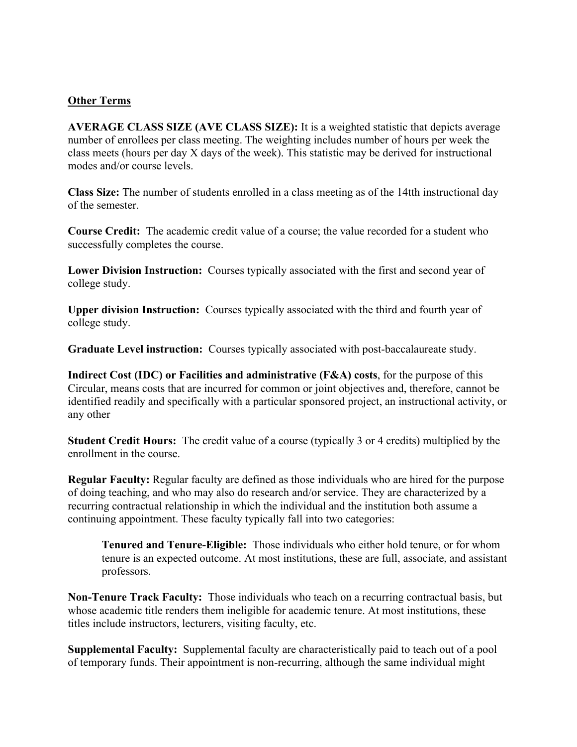**Other Terms**

**AVERAGE CLASS SIZE (AVE CLASS SIZE):** It is a weighted statistic that depicts average number of enrollees per class meeting. The weighting includes number of hours per week the class meets (hours per day X days of the week). This statistic may be derived for instructional modes and/or course levels.

**Class Size:** The number of students enrolled in a class meeting as of the 14tth instructional day of the semester.

**Course Credit:** The academic credit value of a course; the value recorded for a student who successfully completes the course.

**Lower Division Instruction:** Courses typically associated with the first and second year of college study.

**Upper division Instruction:** Courses typically associated with the third and fourth year of college study.

**Graduate Level instruction:** Courses typically associated with post-baccalaureate study.

**Indirect Cost (IDC) or Facilities and administrative (F&A) costs**, for the purpose of this Circular, means costs that are incurred for common or joint objectives and, therefore, cannot be identified readily and specifically with a particular sponsored project, an instructional activity, or any other

**Student Credit Hours:** The credit value of a course (typically 3 or 4 credits) multiplied by the enrollment in the course.

**Regular Faculty:** Regular faculty are defined as those individuals who are hired for the purpose of doing teaching, and who may also do research and/or service. They are characterized by a recurring contractual relationship in which the individual and the institution both assume a continuing appointment. These faculty typically fall into two categories:

> **Tenured and Tenure-Eligible:** Those individuals who either hold tenure, or for whom tenure is an expected outcome. At most institutions, these are full, associate, and assistant professors.

**Non-Tenure Track Faculty:** Those individuals who teach on a recurring contractual basis, but whose academic title renders them ineligible for academic tenure. At most institutions, these titles include instructors, lecturers, visiting faculty, etc.

**Supplemental Faculty:** Supplemental faculty are characteristically paid to teach out of a pool of temporary funds. Their appointment is non-recurring, although the same individual might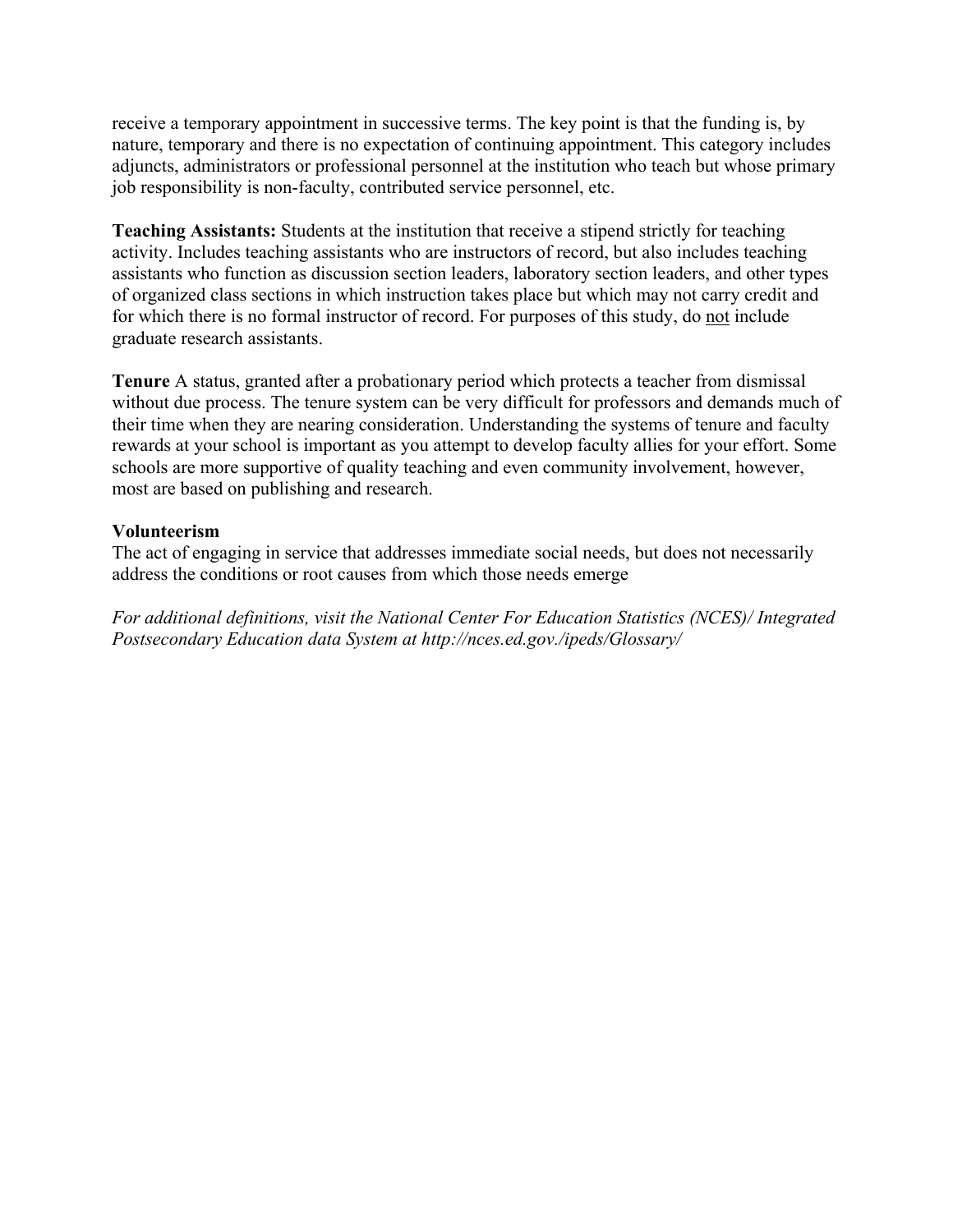receive a temporary appointment in successive terms. The key point is that the funding is, by nature, temporary and there is no expectation of continuing appointment. This category includes adjuncts, administrators or professional personnel at the institution who teach but whose primary job responsibility is non-faculty, contributed service personnel, etc.

**Teaching Assistants:** Students at the institution that receive a stipend strictly for teaching activity. Includes teaching assistants who are instructors of record, but also includes teaching assistants who function as discussion section leaders, laboratory section leaders, and other types of organized class sections in which instruction takes place but which may not carry credit and for which there is no formal instructor of record. For purposes of this study, do <u>not</u> include graduate research assistants.

**Tenure** A status, granted after a probationary period which protects a teacher from dismissal without due process. The tenure system can be very difficult for professors and demands much of their time when they are nearing consideration. Understanding the systems of tenure and faculty rewards at your school is important as you attempt to develop faculty allies for your effort. Some schools are more supportive of quality teaching and even community involvement, however, most are based on publishing and research.

**Volunteerism**
The act of engaging in service that addresses immediate social needs, but does not necessarily address the conditions or root causes from which those needs emerge

*For additional definitions, visit the National Center For Education Statistics (NCES)/ Integrated Postsecondary Education data System at http://nces.ed.gov./ipeds/Glossary/*